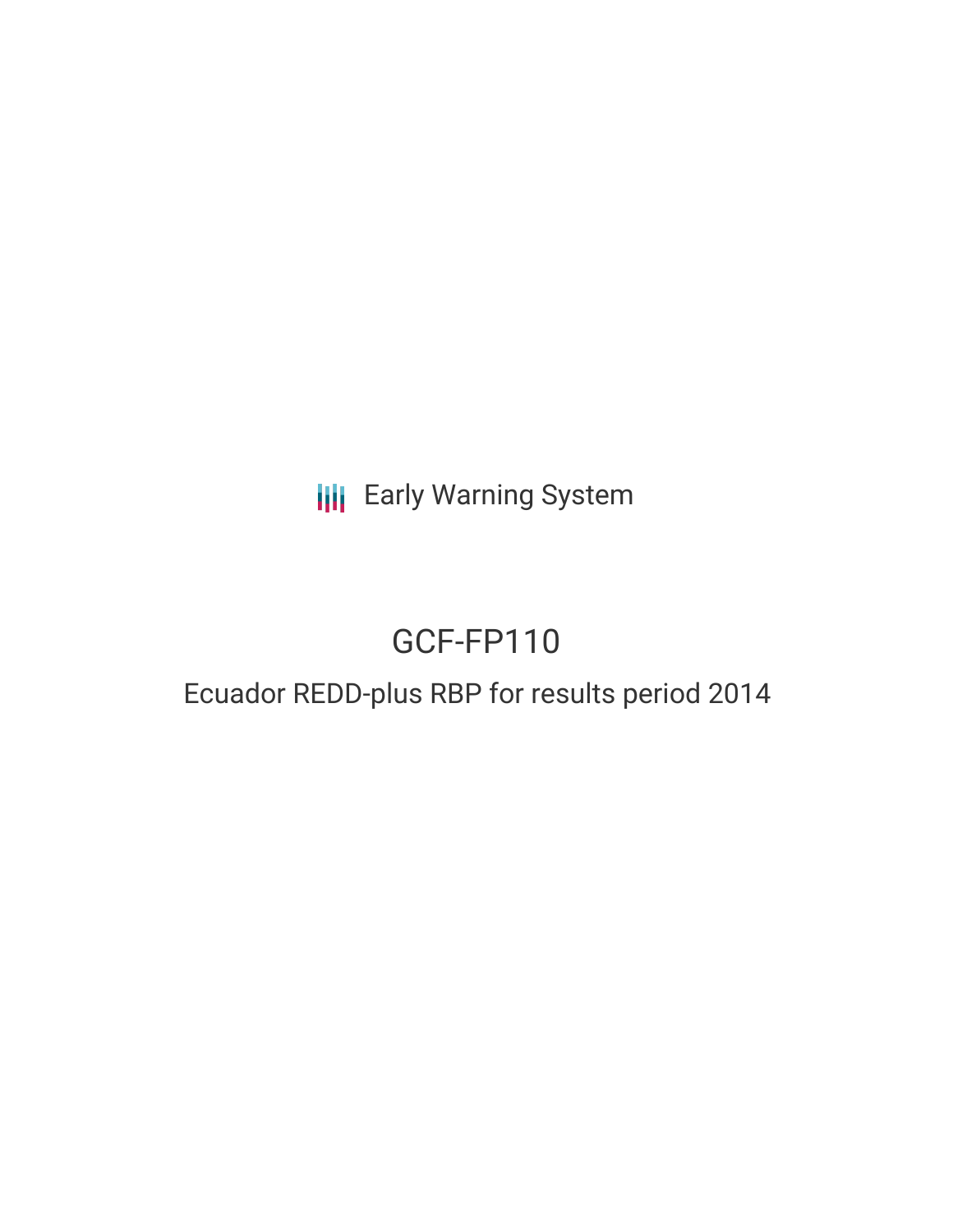Early Warning System

# GCF-FP110

## Ecuador REDD-plus RBP for results period 2014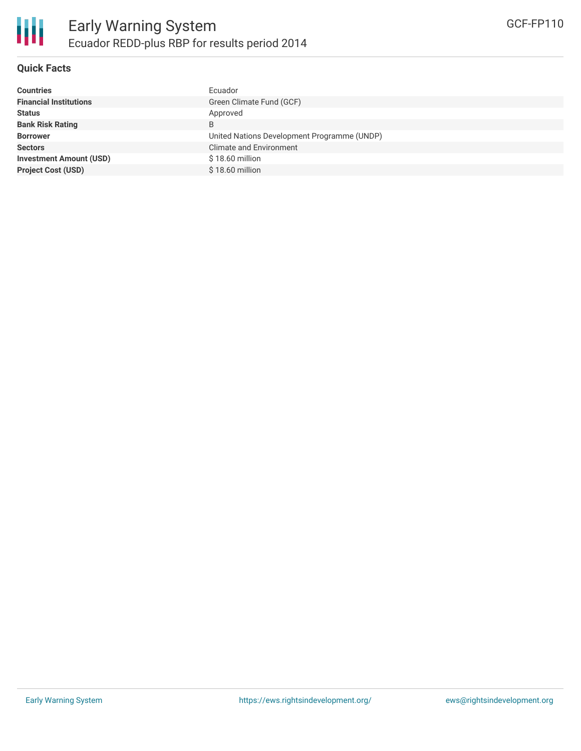# Early Warning System

## Ecuador REDD-plus RBP for results period 2014

GCF-FP110

### Quick Facts

| | |
|---|---|
| **Countries** | Ecuador |
| **Financial Institutions** | Green Climate Fund (GCF) |
| **Status** | Approved |
| **Bank Risk Rating** | B |
| **Borrower** | United Nations Development Programme (UNDP) |
| **Sectors** | Climate and Environment |
| **Investment Amount (USD)** | $ 18.60 million |
| **Project Cost (USD)** | $ 18.60 million |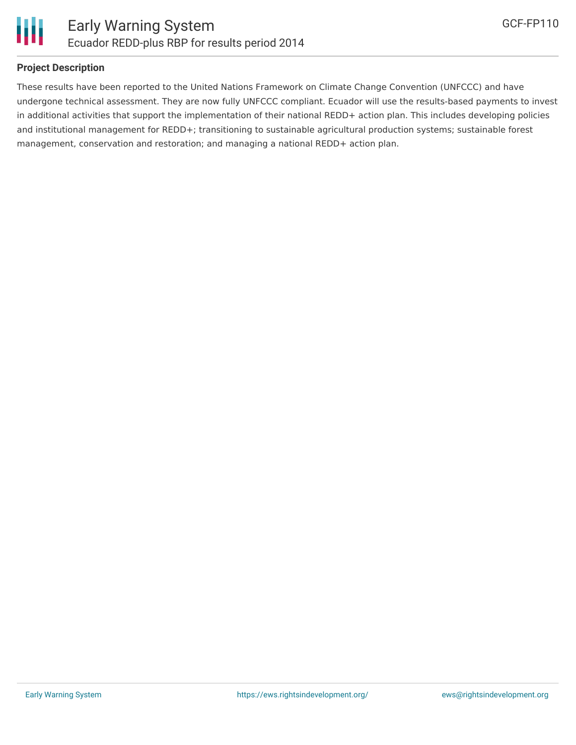**Project Description**

These results have been reported to the United Nations Framework on Climate Change Convention (UNFCCC) and have undergone technical assessment. They are now fully UNFCCC compliant. Ecuador will use the results-based payments to invest in additional activities that support the implementation of their national REDD+ action plan. This includes developing policies and institutional management for REDD+; transitioning to sustainable agricultural production systems; sustainable forest management, conservation and restoration; and managing a national REDD+ action plan.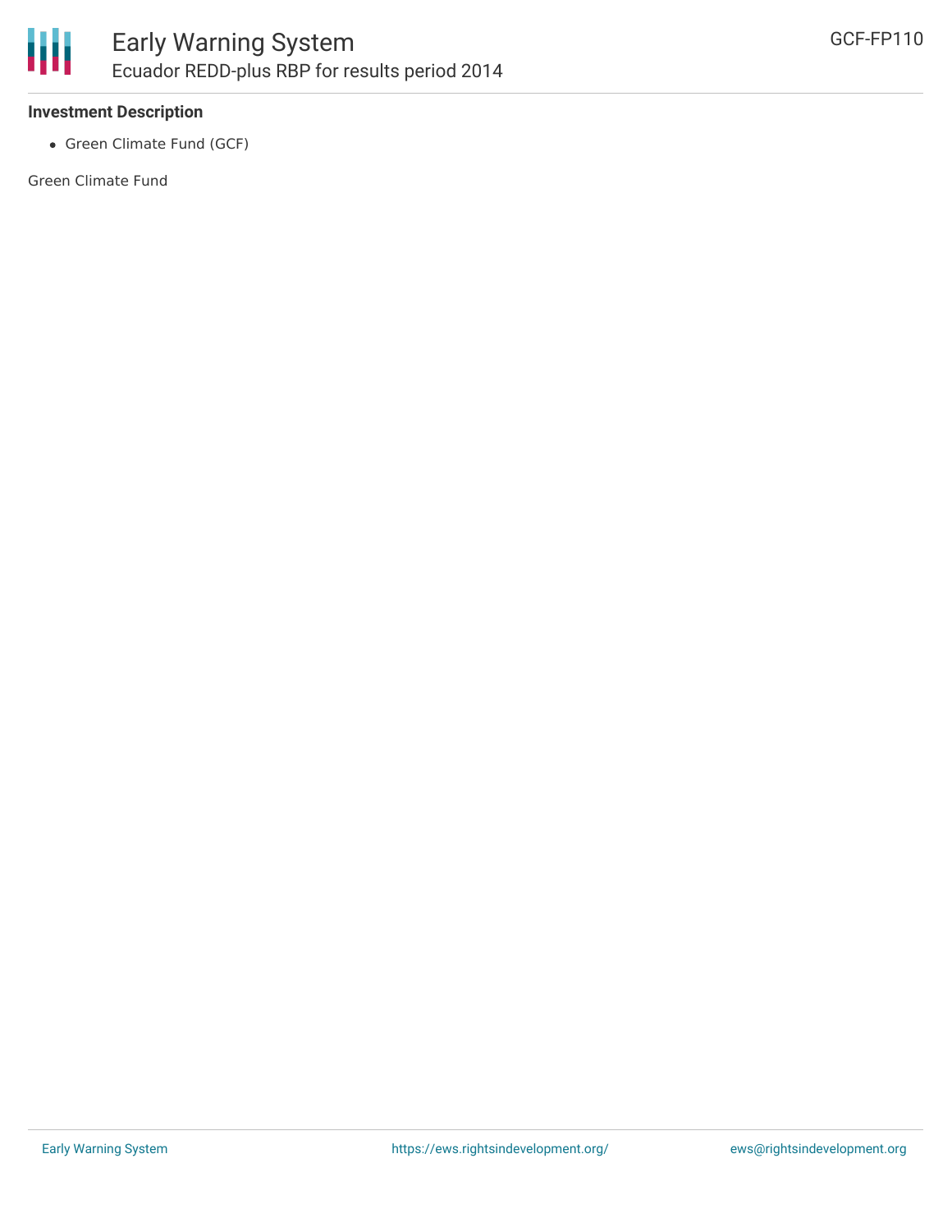**Investment Description**

- Green Climate Fund (GCF)

Green Climate Fund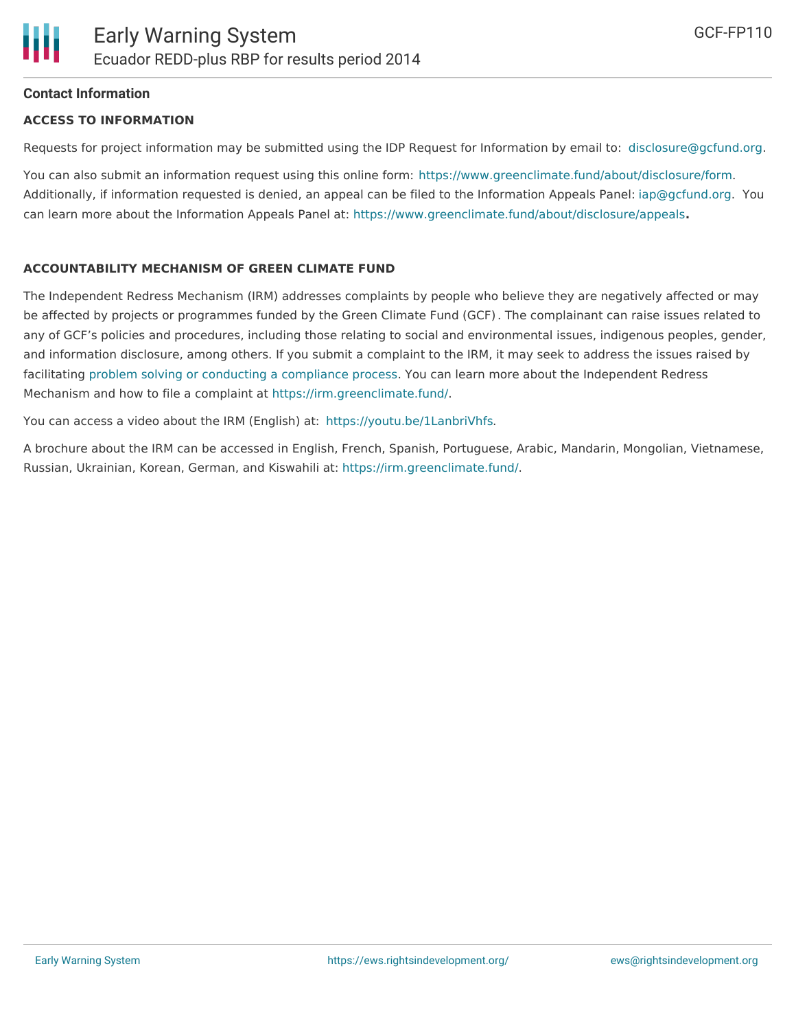## Contact Information

### ACCESS TO INFORMATION

Requests for project information may be submitted using the IDP Request for Information by email to: disclosure@gcfund.org.

You can also submit an information request using this online form: https://www.greenclimate.fund/about/disclosure/form. Additionally, if information requested is denied, an appeal can be filed to the Information Appeals Panel: iap@gcfund.org. You can learn more about the Information Appeals Panel at: https://www.greenclimate.fund/about/disclosure/appeals**.**

### ACCOUNTABILITY MECHANISM OF GREEN CLIMATE FUND

The Independent Redress Mechanism (IRM) addresses complaints by people who believe they are negatively affected or may be affected by projects or programmes funded by the Green Climate Fund (GCF). The complainant can raise issues related to any of GCF's policies and procedures, including those relating to social and environmental issues, indigenous peoples, gender, and information disclosure, among others. If you submit a complaint to the IRM, it may seek to address the issues raised by facilitating problem solving or conducting a compliance process. You can learn more about the Independent Redress Mechanism and how to file a complaint at https://irm.greenclimate.fund/.

You can access a video about the IRM (English) at: https://youtu.be/1LanbriVhfs.

A brochure about the IRM can be accessed in English, French, Spanish, Portuguese, Arabic, Mandarin, Mongolian, Vietnamese, Russian, Ukrainian, Korean, German, and Kiswahili at: https://irm.greenclimate.fund/.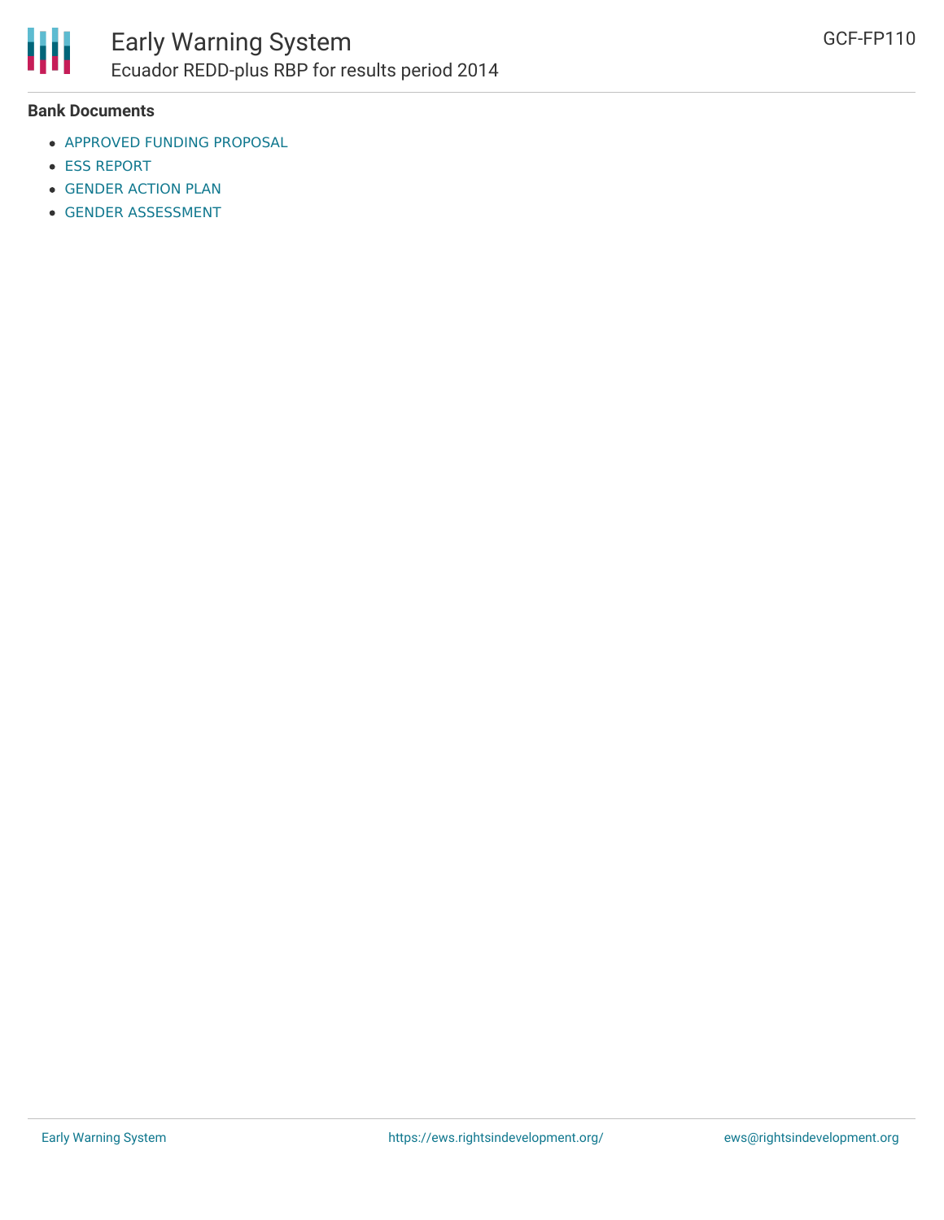**Bank Documents**

- APPROVED FUNDING PROPOSAL
- ESS REPORT
- GENDER ACTION PLAN
- GENDER ASSESSMENT